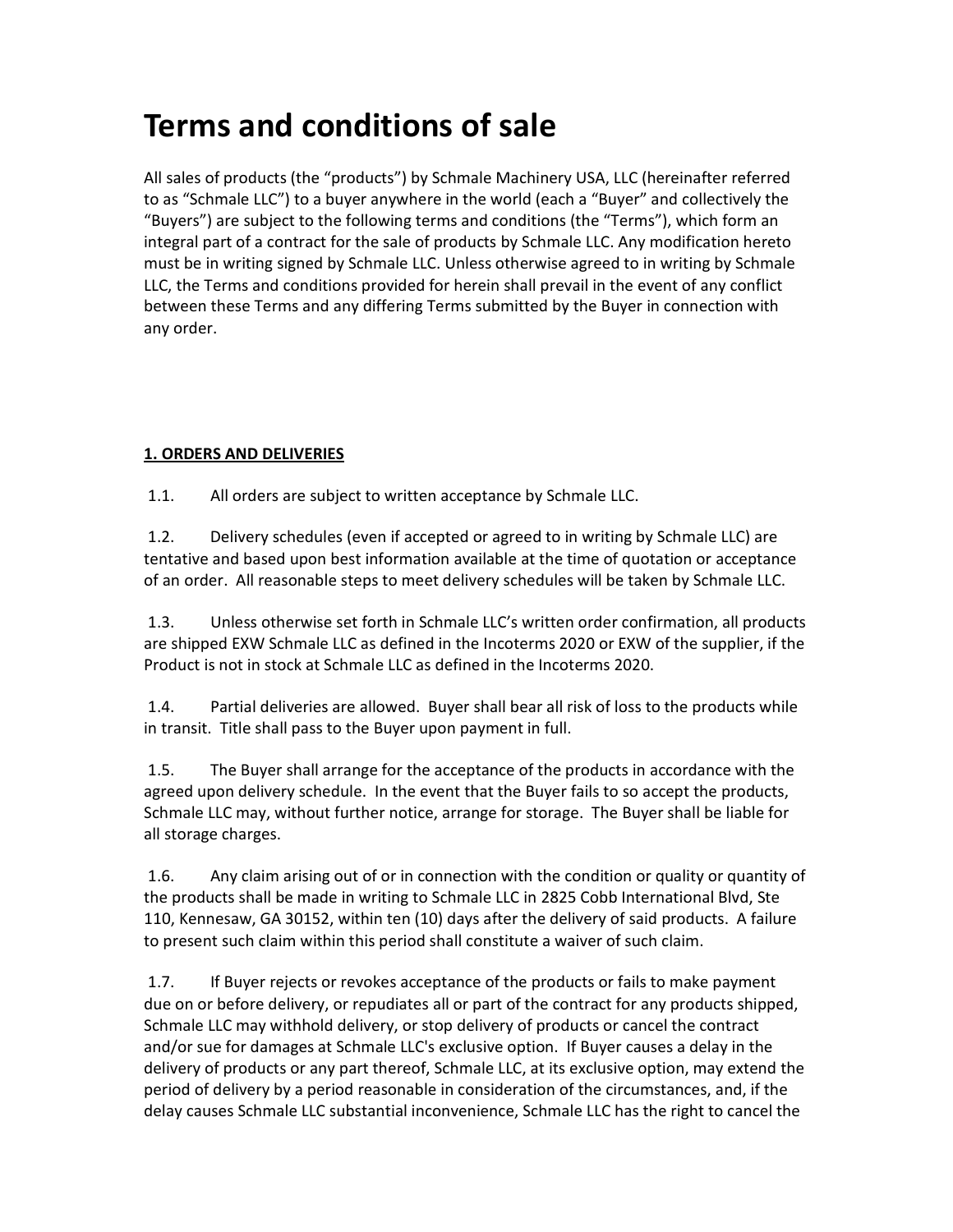# Terms and conditions of sale

All sales of products (the "products") by Schmale Machinery USA, LLC (hereinafter referred to as "Schmale LLC") to a buyer anywhere in the world (each a "Buyer" and collectively the "Buyers") are subject to the following terms and conditions (the "Terms"), which form an integral part of a contract for the sale of products by Schmale LLC. Any modification hereto must be in writing signed by Schmale LLC. Unless otherwise agreed to in writing by Schmale LLC, the Terms and conditions provided for herein shall prevail in the event of any conflict between these Terms and any differing Terms submitted by the Buyer in connection with any order.

## 1. ORDERS AND DELIVERIES

1.1. All orders are subject to written acceptance by Schmale LLC.

1.2. Delivery schedules (even if accepted or agreed to in writing by Schmale LLC) are tentative and based upon best information available at the time of quotation or acceptance of an order. All reasonable steps to meet delivery schedules will be taken by Schmale LLC.

1.3. Unless otherwise set forth in Schmale LLC's written order confirmation, all products are shipped EXW Schmale LLC as defined in the Incoterms 2020 or EXW of the supplier, if the Product is not in stock at Schmale LLC as defined in the Incoterms 2020.

1.4. Partial deliveries are allowed. Buyer shall bear all risk of loss to the products while in transit. Title shall pass to the Buyer upon payment in full.

1.5. The Buyer shall arrange for the acceptance of the products in accordance with the agreed upon delivery schedule. In the event that the Buyer fails to so accept the products, Schmale LLC may, without further notice, arrange for storage. The Buyer shall be liable for all storage charges.

1.6. Any claim arising out of or in connection with the condition or quality or quantity of the products shall be made in writing to Schmale LLC in 2825 Cobb International Blvd, Ste 110, Kennesaw, GA 30152, within ten (10) days after the delivery of said products. A failure to present such claim within this period shall constitute a waiver of such claim.

1.7. If Buyer rejects or revokes acceptance of the products or fails to make payment due on or before delivery, or repudiates all or part of the contract for any products shipped, Schmale LLC may withhold delivery, or stop delivery of products or cancel the contract and/or sue for damages at Schmale LLC's exclusive option. If Buyer causes a delay in the delivery of products or any part thereof, Schmale LLC, at its exclusive option, may extend the period of delivery by a period reasonable in consideration of the circumstances, and, if the delay causes Schmale LLC substantial inconvenience, Schmale LLC has the right to cancel the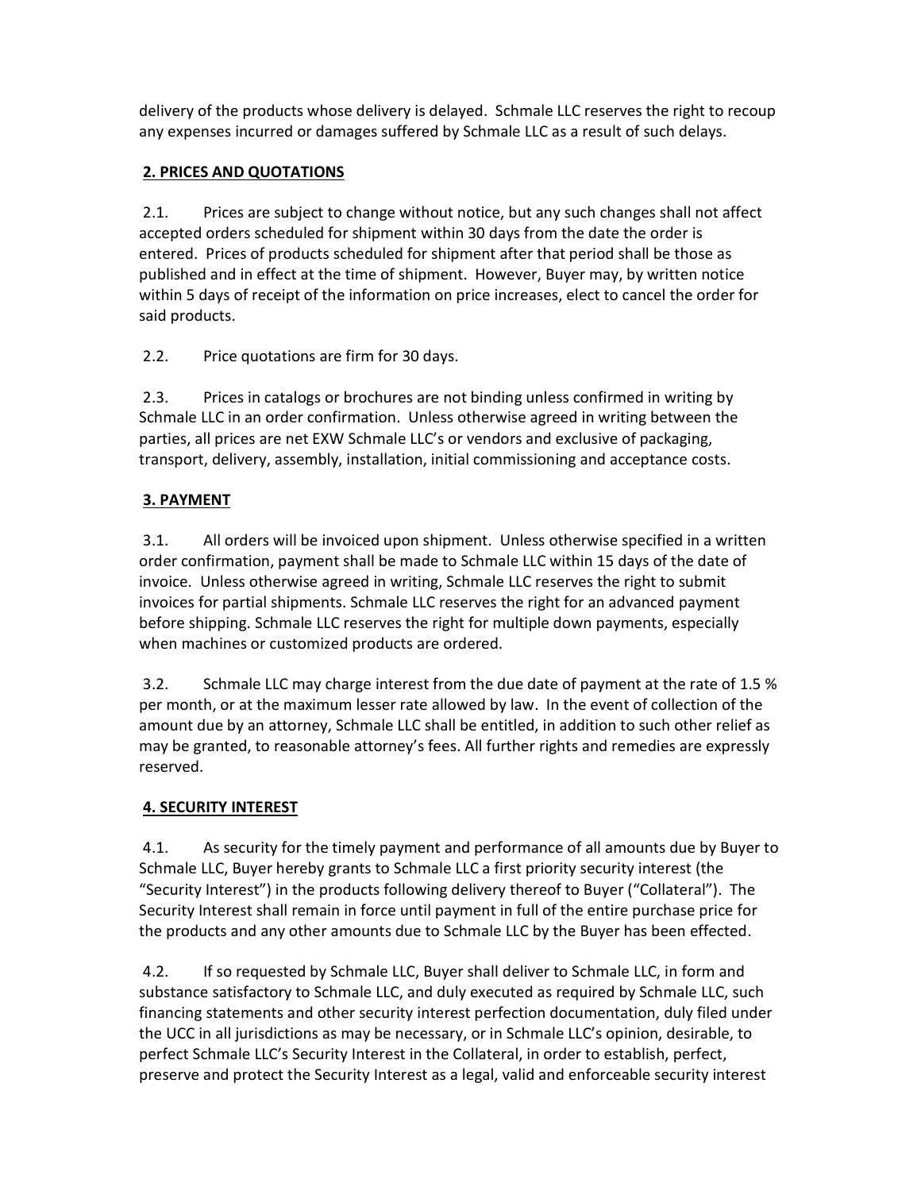delivery of the products whose delivery is delayed. Schmale LLC reserves the right to recoup any expenses incurred or damages suffered by Schmale LLC as a result of such delays.

**2. PRICES AND QUOTATIONS**

2.1. Prices are subject to change without notice, but any such changes shall not affect accepted orders scheduled for shipment within 30 days from the date the order is entered. Prices of products scheduled for shipment after that period shall be those as published and in effect at the time of shipment. However, Buyer may, by written notice within 5 days of receipt of the information on price increases, elect to cancel the order for said products.

2.2. Price quotations are firm for 30 days.

2.3. Prices in catalogs or brochures are not binding unless confirmed in writing by Schmale LLC in an order confirmation. Unless otherwise agreed in writing between the parties, all prices are net EXW Schmale LLC's or vendors and exclusive of packaging, transport, delivery, assembly, installation, initial commissioning and acceptance costs.

**3. PAYMENT**

3.1. All orders will be invoiced upon shipment. Unless otherwise specified in a written order confirmation, payment shall be made to Schmale LLC within 15 days of the date of invoice. Unless otherwise agreed in writing, Schmale LLC reserves the right to submit invoices for partial shipments. Schmale LLC reserves the right for an advanced payment before shipping. Schmale LLC reserves the right for multiple down payments, especially when machines or customized products are ordered.

3.2. Schmale LLC may charge interest from the due date of payment at the rate of 1.5 % per month, or at the maximum lesser rate allowed by law. In the event of collection of the amount due by an attorney, Schmale LLC shall be entitled, in addition to such other relief as may be granted, to reasonable attorney's fees. All further rights and remedies are expressly reserved.

**4. SECURITY INTEREST**

4.1. As security for the timely payment and performance of all amounts due by Buyer to Schmale LLC, Buyer hereby grants to Schmale LLC a first priority security interest (the "Security Interest") in the products following delivery thereof to Buyer ("Collateral"). The Security Interest shall remain in force until payment in full of the entire purchase price for the products and any other amounts due to Schmale LLC by the Buyer has been effected.

4.2. If so requested by Schmale LLC, Buyer shall deliver to Schmale LLC, in form and substance satisfactory to Schmale LLC, and duly executed as required by Schmale LLC, such financing statements and other security interest perfection documentation, duly filed under the UCC in all jurisdictions as may be necessary, or in Schmale LLC's opinion, desirable, to perfect Schmale LLC's Security Interest in the Collateral, in order to establish, perfect, preserve and protect the Security Interest as a legal, valid and enforceable security interest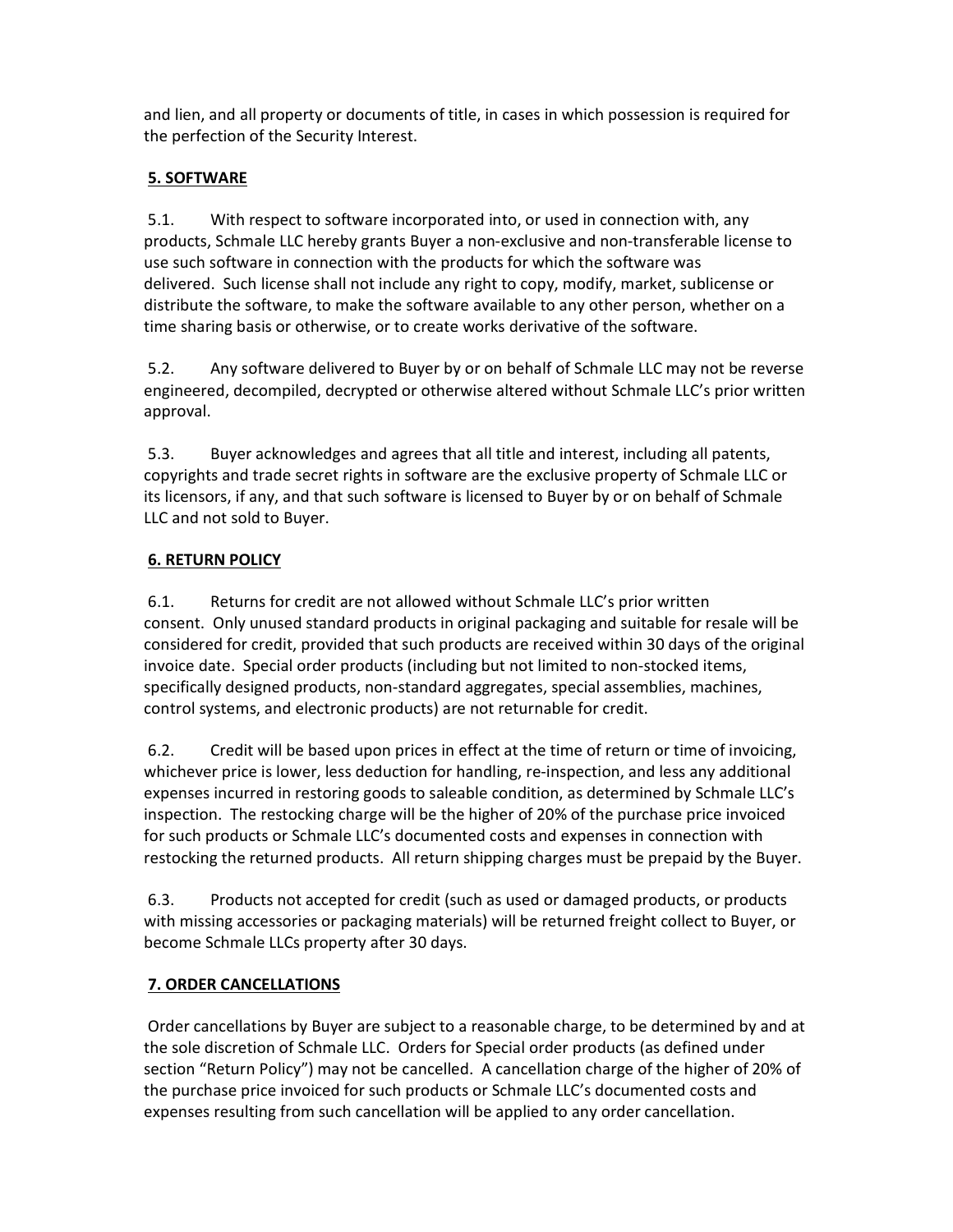and lien, and all property or documents of title, in cases in which possession is required for the perfection of the Security Interest.

**5. SOFTWARE**

5.1. With respect to software incorporated into, or used in connection with, any products, Schmale LLC hereby grants Buyer a non-exclusive and non-transferable license to use such software in connection with the products for which the software was delivered. Such license shall not include any right to copy, modify, market, sublicense or distribute the software, to make the software available to any other person, whether on a time sharing basis or otherwise, or to create works derivative of the software.

5.2. Any software delivered to Buyer by or on behalf of Schmale LLC may not be reverse engineered, decompiled, decrypted or otherwise altered without Schmale LLC's prior written approval.

5.3. Buyer acknowledges and agrees that all title and interest, including all patents, copyrights and trade secret rights in software are the exclusive property of Schmale LLC or its licensors, if any, and that such software is licensed to Buyer by or on behalf of Schmale LLC and not sold to Buyer.

**6. RETURN POLICY**

6.1. Returns for credit are not allowed without Schmale LLC's prior written consent. Only unused standard products in original packaging and suitable for resale will be considered for credit, provided that such products are received within 30 days of the original invoice date. Special order products (including but not limited to non-stocked items, specifically designed products, non-standard aggregates, special assemblies, machines, control systems, and electronic products) are not returnable for credit.

6.2. Credit will be based upon prices in effect at the time of return or time of invoicing, whichever price is lower, less deduction for handling, re-inspection, and less any additional expenses incurred in restoring goods to saleable condition, as determined by Schmale LLC's inspection. The restocking charge will be the higher of 20% of the purchase price invoiced for such products or Schmale LLC's documented costs and expenses in connection with restocking the returned products. All return shipping charges must be prepaid by the Buyer.

6.3. Products not accepted for credit (such as used or damaged products, or products with missing accessories or packaging materials) will be returned freight collect to Buyer, or become Schmale LLCs property after 30 days.

**7. ORDER CANCELLATIONS**

Order cancellations by Buyer are subject to a reasonable charge, to be determined by and at the sole discretion of Schmale LLC. Orders for Special order products (as defined under section "Return Policy") may not be cancelled. A cancellation charge of the higher of 20% of the purchase price invoiced for such products or Schmale LLC's documented costs and expenses resulting from such cancellation will be applied to any order cancellation.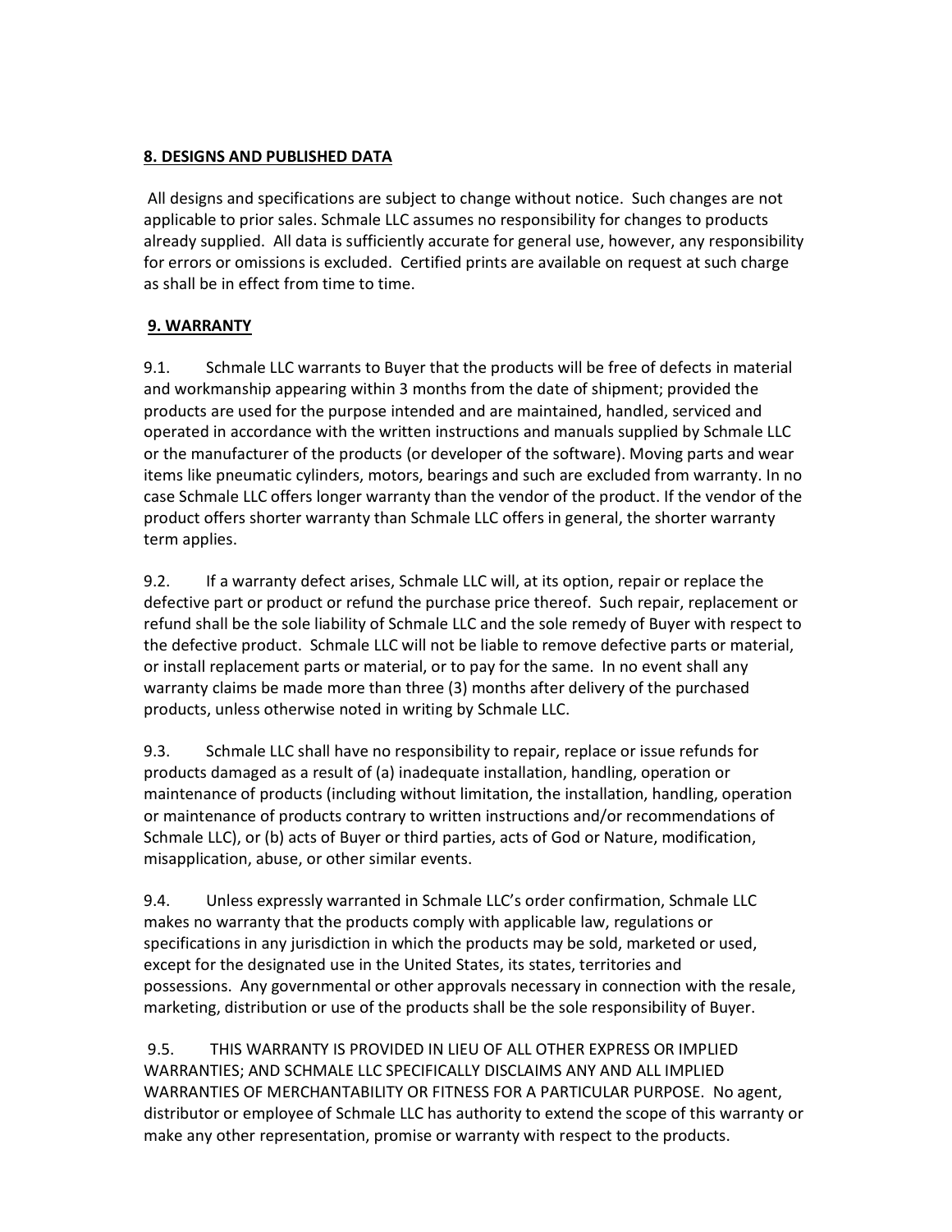## 8. DESIGNS AND PUBLISHED DATA

All designs and specifications are subject to change without notice. Such changes are not applicable to prior sales. Schmale LLC assumes no responsibility for changes to products already supplied. All data is sufficiently accurate for general use, however, any responsibility for errors or omissions is excluded. Certified prints are available on request at such charge as shall be in effect from time to time.

## 9. WARRANTY

9.1. Schmale LLC warrants to Buyer that the products will be free of defects in material and workmanship appearing within 3 months from the date of shipment; provided the products are used for the purpose intended and are maintained, handled, serviced and operated in accordance with the written instructions and manuals supplied by Schmale LLC or the manufacturer of the products (or developer of the software). Moving parts and wear items like pneumatic cylinders, motors, bearings and such are excluded from warranty. In no case Schmale LLC offers longer warranty than the vendor of the product. If the vendor of the product offers shorter warranty than Schmale LLC offers in general, the shorter warranty term applies.

9.2. If a warranty defect arises, Schmale LLC will, at its option, repair or replace the defective part or product or refund the purchase price thereof. Such repair, replacement or refund shall be the sole liability of Schmale LLC and the sole remedy of Buyer with respect to the defective product. Schmale LLC will not be liable to remove defective parts or material, or install replacement parts or material, or to pay for the same. In no event shall any warranty claims be made more than three (3) months after delivery of the purchased products, unless otherwise noted in writing by Schmale LLC.

9.3. Schmale LLC shall have no responsibility to repair, replace or issue refunds for products damaged as a result of (a) inadequate installation, handling, operation or maintenance of products (including without limitation, the installation, handling, operation or maintenance of products contrary to written instructions and/or recommendations of Schmale LLC), or (b) acts of Buyer or third parties, acts of God or Nature, modification, misapplication, abuse, or other similar events.

9.4. Unless expressly warranted in Schmale LLC's order confirmation, Schmale LLC makes no warranty that the products comply with applicable law, regulations or specifications in any jurisdiction in which the products may be sold, marketed or used, except for the designated use in the United States, its states, territories and possessions. Any governmental or other approvals necessary in connection with the resale, marketing, distribution or use of the products shall be the sole responsibility of Buyer.

9.5. THIS WARRANTY IS PROVIDED IN LIEU OF ALL OTHER EXPRESS OR IMPLIED WARRANTIES; AND SCHMALE LLC SPECIFICALLY DISCLAIMS ANY AND ALL IMPLIED WARRANTIES OF MERCHANTABILITY OR FITNESS FOR A PARTICULAR PURPOSE. No agent, distributor or employee of Schmale LLC has authority to extend the scope of this warranty or make any other representation, promise or warranty with respect to the products.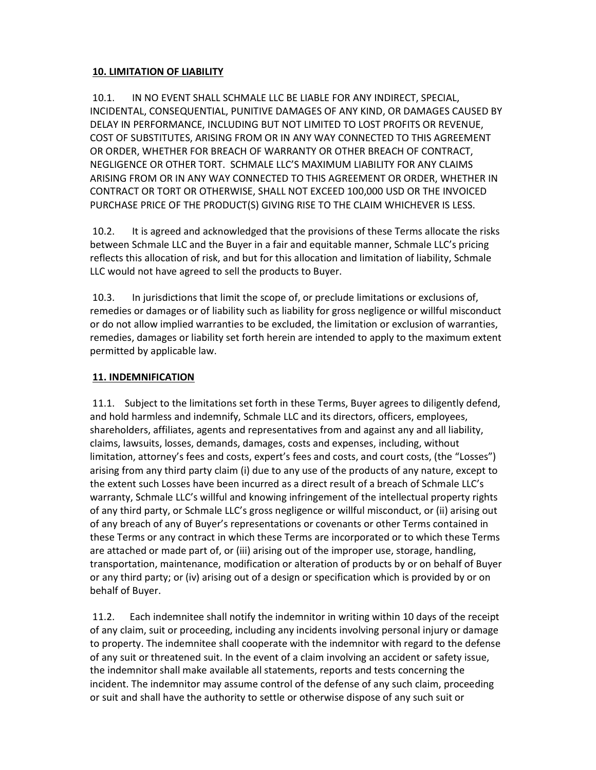## 10. LIMITATION OF LIABILITY

10.1. IN NO EVENT SHALL SCHMALE LLC BE LIABLE FOR ANY INDIRECT, SPECIAL, INCIDENTAL, CONSEQUENTIAL, PUNITIVE DAMAGES OF ANY KIND, OR DAMAGES CAUSED BY DELAY IN PERFORMANCE, INCLUDING BUT NOT LIMITED TO LOST PROFITS OR REVENUE, COST OF SUBSTITUTES, ARISING FROM OR IN ANY WAY CONNECTED TO THIS AGREEMENT OR ORDER, WHETHER FOR BREACH OF WARRANTY OR OTHER BREACH OF CONTRACT, NEGLIGENCE OR OTHER TORT. SCHMALE LLC'S MAXIMUM LIABILITY FOR ANY CLAIMS ARISING FROM OR IN ANY WAY CONNECTED TO THIS AGREEMENT OR ORDER, WHETHER IN CONTRACT OR TORT OR OTHERWISE, SHALL NOT EXCEED 100,000 USD OR THE INVOICED PURCHASE PRICE OF THE PRODUCT(S) GIVING RISE TO THE CLAIM WHICHEVER IS LESS.

10.2. It is agreed and acknowledged that the provisions of these Terms allocate the risks between Schmale LLC and the Buyer in a fair and equitable manner, Schmale LLC's pricing reflects this allocation of risk, and but for this allocation and limitation of liability, Schmale LLC would not have agreed to sell the products to Buyer.

10.3. In jurisdictions that limit the scope of, or preclude limitations or exclusions of, remedies or damages or of liability such as liability for gross negligence or willful misconduct or do not allow implied warranties to be excluded, the limitation or exclusion of warranties, remedies, damages or liability set forth herein are intended to apply to the maximum extent permitted by applicable law.

## 11. INDEMNIFICATION

11.1. Subject to the limitations set forth in these Terms, Buyer agrees to diligently defend, and hold harmless and indemnify, Schmale LLC and its directors, officers, employees, shareholders, affiliates, agents and representatives from and against any and all liability, claims, lawsuits, losses, demands, damages, costs and expenses, including, without limitation, attorney's fees and costs, expert's fees and costs, and court costs, (the "Losses") arising from any third party claim (i) due to any use of the products of any nature, except to the extent such Losses have been incurred as a direct result of a breach of Schmale LLC's warranty, Schmale LLC's willful and knowing infringement of the intellectual property rights of any third party, or Schmale LLC's gross negligence or willful misconduct, or (ii) arising out of any breach of any of Buyer's representations or covenants or other Terms contained in these Terms or any contract in which these Terms are incorporated or to which these Terms are attached or made part of, or (iii) arising out of the improper use, storage, handling, transportation, maintenance, modification or alteration of products by or on behalf of Buyer or any third party; or (iv) arising out of a design or specification which is provided by or on behalf of Buyer.

11.2. Each indemnitee shall notify the indemnitor in writing within 10 days of the receipt of any claim, suit or proceeding, including any incidents involving personal injury or damage to property. The indemnitee shall cooperate with the indemnitor with regard to the defense of any suit or threatened suit. In the event of a claim involving an accident or safety issue, the indemnitor shall make available all statements, reports and tests concerning the incident. The indemnitor may assume control of the defense of any such claim, proceeding or suit and shall have the authority to settle or otherwise dispose of any such suit or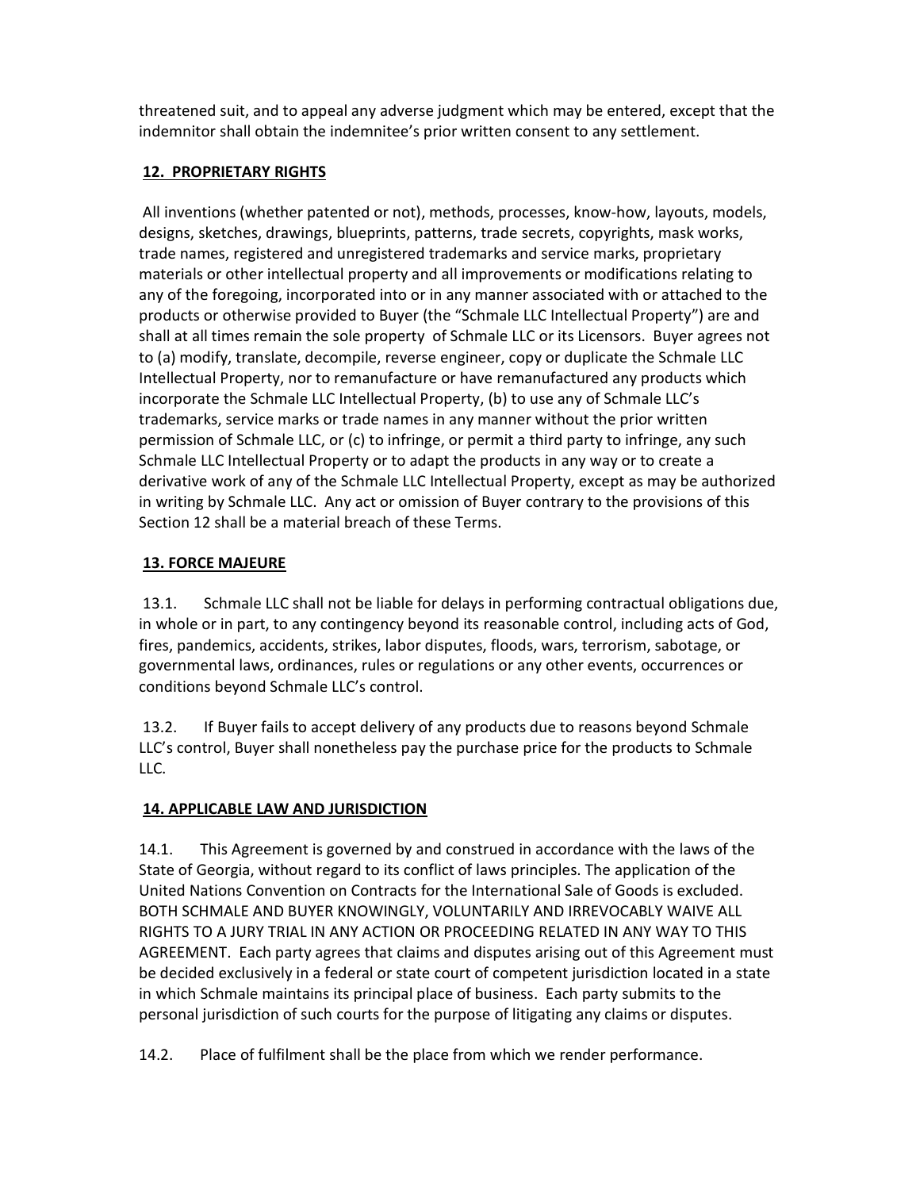threatened suit, and to appeal any adverse judgment which may be entered, except that the indemnitor shall obtain the indemnitee's prior written consent to any settlement.

## 12. PROPRIETARY RIGHTS

All inventions (whether patented or not), methods, processes, know-how, layouts, models, designs, sketches, drawings, blueprints, patterns, trade secrets, copyrights, mask works, trade names, registered and unregistered trademarks and service marks, proprietary materials or other intellectual property and all improvements or modifications relating to any of the foregoing, incorporated into or in any manner associated with or attached to the products or otherwise provided to Buyer (the "Schmale LLC Intellectual Property") are and shall at all times remain the sole property of Schmale LLC or its Licensors. Buyer agrees not to (a) modify, translate, decompile, reverse engineer, copy or duplicate the Schmale LLC Intellectual Property, nor to remanufacture or have remanufactured any products which incorporate the Schmale LLC Intellectual Property, (b) to use any of Schmale LLC's trademarks, service marks or trade names in any manner without the prior written permission of Schmale LLC, or (c) to infringe, or permit a third party to infringe, any such Schmale LLC Intellectual Property or to adapt the products in any way or to create a derivative work of any of the Schmale LLC Intellectual Property, except as may be authorized in writing by Schmale LLC. Any act or omission of Buyer contrary to the provisions of this Section 12 shall be a material breach of these Terms.

## 13. FORCE MAJEURE

13.1. Schmale LLC shall not be liable for delays in performing contractual obligations due, in whole or in part, to any contingency beyond its reasonable control, including acts of God, fires, pandemics, accidents, strikes, labor disputes, floods, wars, terrorism, sabotage, or governmental laws, ordinances, rules or regulations or any other events, occurrences or conditions beyond Schmale LLC's control.

13.2. If Buyer fails to accept delivery of any products due to reasons beyond Schmale LLC's control, Buyer shall nonetheless pay the purchase price for the products to Schmale LLC.

## 14. APPLICABLE LAW AND JURISDICTION

14.1. This Agreement is governed by and construed in accordance with the laws of the State of Georgia, without regard to its conflict of laws principles. The application of the United Nations Convention on Contracts for the International Sale of Goods is excluded. BOTH SCHMALE AND BUYER KNOWINGLY, VOLUNTARILY AND IRREVOCABLY WAIVE ALL RIGHTS TO A JURY TRIAL IN ANY ACTION OR PROCEEDING RELATED IN ANY WAY TO THIS AGREEMENT. Each party agrees that claims and disputes arising out of this Agreement must be decided exclusively in a federal or state court of competent jurisdiction located in a state in which Schmale maintains its principal place of business. Each party submits to the personal jurisdiction of such courts for the purpose of litigating any claims or disputes.

14.2. Place of fulfilment shall be the place from which we render performance.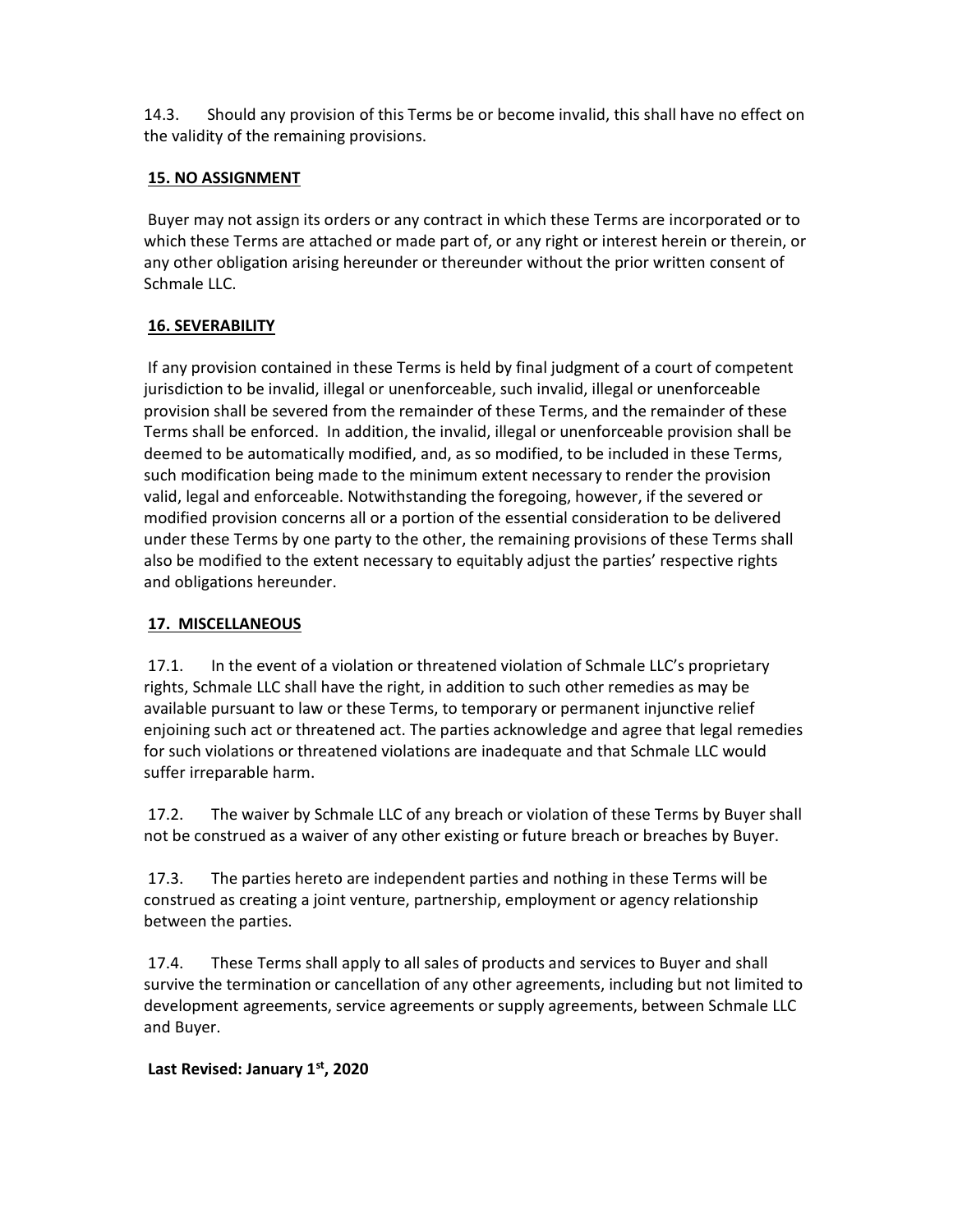14.3. Should any provision of this Terms be or become invalid, this shall have no effect on the validity of the remaining provisions.

**15. NO ASSIGNMENT**

Buyer may not assign its orders or any contract in which these Terms are incorporated or to which these Terms are attached or made part of, or any right or interest herein or therein, or any other obligation arising hereunder or thereunder without the prior written consent of Schmale LLC.

**16. SEVERABILITY**

If any provision contained in these Terms is held by final judgment of a court of competent jurisdiction to be invalid, illegal or unenforceable, such invalid, illegal or unenforceable provision shall be severed from the remainder of these Terms, and the remainder of these Terms shall be enforced. In addition, the invalid, illegal or unenforceable provision shall be deemed to be automatically modified, and, as so modified, to be included in these Terms, such modification being made to the minimum extent necessary to render the provision valid, legal and enforceable. Notwithstanding the foregoing, however, if the severed or modified provision concerns all or a portion of the essential consideration to be delivered under these Terms by one party to the other, the remaining provisions of these Terms shall also be modified to the extent necessary to equitably adjust the parties' respective rights and obligations hereunder.

**17. MISCELLANEOUS**

17.1. In the event of a violation or threatened violation of Schmale LLC's proprietary rights, Schmale LLC shall have the right, in addition to such other remedies as may be available pursuant to law or these Terms, to temporary or permanent injunctive relief enjoining such act or threatened act. The parties acknowledge and agree that legal remedies for such violations or threatened violations are inadequate and that Schmale LLC would suffer irreparable harm.

17.2. The waiver by Schmale LLC of any breach or violation of these Terms by Buyer shall not be construed as a waiver of any other existing or future breach or breaches by Buyer.

17.3. The parties hereto are independent parties and nothing in these Terms will be construed as creating a joint venture, partnership, employment or agency relationship between the parties.

17.4. These Terms shall apply to all sales of products and services to Buyer and shall survive the termination or cancellation of any other agreements, including but not limited to development agreements, service agreements or supply agreements, between Schmale LLC and Buyer.

**Last Revised: January 1st, 2020**